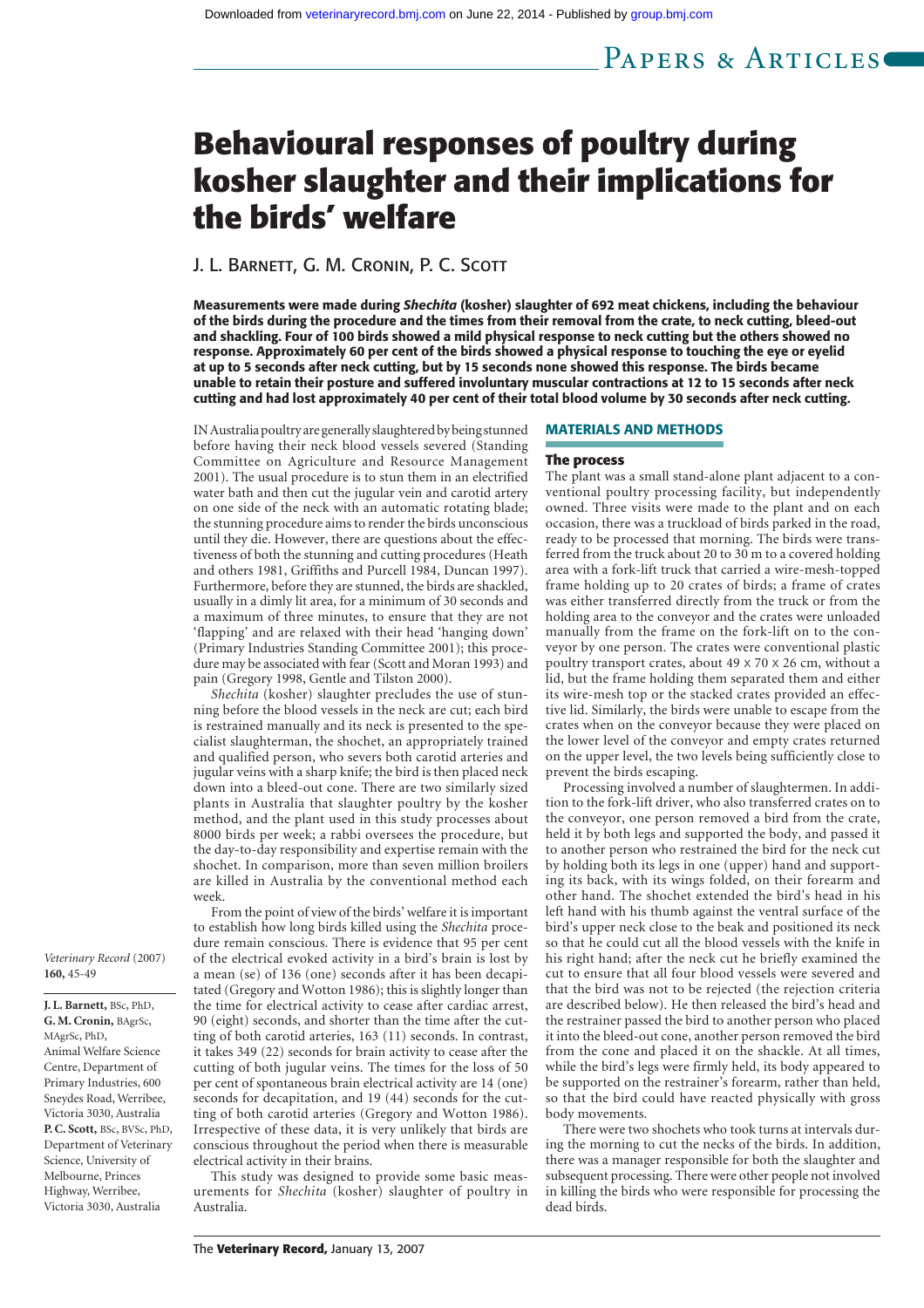# Behavioural responses of poultry during kosher slaughter and their implications for the birds' welfare

J. L. Barnett, G. M. Cronin, P. C. Scott

**Measurements were made during *Shechita* (kosher) slaughter of 692 meat chickens, including the behaviour of the birds during the procedure and the times from their removal from the crate, to neck cutting, bleed-out and shackling. Four of 100 birds showed a mild physical response to neck cutting but the others showed no response. Approximately 60 per cent of the birds showed a physical response to touching the eye or eyelid at up to 5 seconds after neck cutting, but by 15 seconds none showed this response. The birds became unable to retain their posture and suffered involuntary muscular contractions at 12 to 15 seconds after neck cutting and had lost approximately 40 per cent of their total blood volume by 30 seconds after neck cutting.**

IN Australia poultry are generally slaughtered by being stunned before having their neck blood vessels severed (Standing Committee on Agriculture and Resource Management 2001). The usual procedure is to stun them in an electrified water bath and then cut the jugular vein and carotid artery on one side of the neck with an automatic rotating blade; the stunning procedure aims to render the birds unconscious until they die. However, there are questions about the effectiveness of both the stunning and cutting procedures (Heath and others 1981, Griffiths and Purcell 1984, Duncan 1997). Furthermore, before they are stunned, the birds are shackled, usually in a dimly lit area, for a minimum of 30 seconds and a maximum of three minutes, to ensure that they are not 'flapping' and are relaxed with their head 'hanging down' (Primary Industries Standing Committee 2001); this procedure may be associated with fear (Scott and Moran 1993) and pain (Gregory 1998, Gentle and Tilston 2000).

*Shechita* (kosher) slaughter precludes the use of stunning before the blood vessels in the neck are cut; each bird is restrained manually and its neck is presented to the specialist slaughterman, the shochet, an appropriately trained and qualified person, who severs both carotid arteries and jugular veins with a sharp knife; the bird is then placed neck down into a bleed-out cone. There are two similarly sized plants in Australia that slaughter poultry by the kosher method, and the plant used in this study processes about 8000 birds per week; a rabbi oversees the procedure, but the day-to-day responsibility and expertise remain with the shochet. In comparison, more than seven million broilers are killed in Australia by the conventional method each week.

From the point of view of the birds' welfare it is important to establish how long birds killed using the *Shechita* procedure remain conscious. There is evidence that 95 per cent of the electrical evoked activity in a bird's brain is lost by a mean (se) of 136 (one) seconds after it has been decapitated (Gregory and Wotton 1986); this is slightly longer than the time for electrical activity to cease after cardiac arrest, 90 (eight) seconds, and shorter than the time after the cutting of both carotid arteries, 163 (11) seconds. In contrast, it takes 349 (22) seconds for brain activity to cease after the cutting of both jugular veins. The times for the loss of 50 per cent of spontaneous brain electrical activity are 14 (one) seconds for decapitation, and 19 (44) seconds for the cutting of both carotid arteries (Gregory and Wotton 1986). Irrespective of these data, it is very unlikely that birds are conscious throughout the period when there is measurable electrical activity in their brains.

This study was designed to provide some basic measurements for *Shechita* (kosher) slaughter of poultry in Australia.

*Veterinary Record* (2007) **160,** 45-49

**J. L. Barnett,** BSc, PhD, **G. M. Cronin,** BAgrSc, MAgrSc, PhD, Animal Welfare Science Centre, Department of Primary Industries, 600 Sneydes Road, Werribee, Victoria 3030, Australia
**P. C. Scott,** BSc, BVSc, PhD, Department of Veterinary Science, University of Melbourne, Princes Highway, Werribee, Victoria 3030, Australia

## MATERIALS AND METHODS

### The process

The plant was a small stand-alone plant adjacent to a conventional poultry processing facility, but independently owned. Three visits were made to the plant and on each occasion, there was a truckload of birds parked in the road, ready to be processed that morning. The birds were transferred from the truck about 20 to 30 m to a covered holding area with a fork-lift truck that carried a wire-mesh-topped frame holding up to 20 crates of birds; a frame of crates was either transferred directly from the truck or from the holding area to the conveyor and the crates were unloaded manually from the frame on the fork-lift on to the conveyor by one person. The crates were conventional plastic poultry transport crates, about 49 × 70 × 26 cm, without a lid, but the frame holding them separated them and either its wire-mesh top or the stacked crates provided an effective lid. Similarly, the birds were unable to escape from the crates when on the conveyor because they were placed on the lower level of the conveyor and empty crates returned on the upper level, the two levels being sufficiently close to prevent the birds escaping.

Processing involved a number of slaughtermen. In addition to the fork-lift driver, who also transferred crates on to the conveyor, one person removed a bird from the crate, held it by both legs and supported the body, and passed it to another person who restrained the bird for the neck cut by holding both its legs in one (upper) hand and supporting its back, with its wings folded, on their forearm and other hand. The shochet extended the bird's head in his left hand with his thumb against the ventral surface of the bird's upper neck close to the beak and positioned its neck so that he could cut all the blood vessels with the knife in his right hand; after the neck cut he briefly examined the cut to ensure that all four blood vessels were severed and that the bird was not to be rejected (the rejection criteria are described below). He then released the bird's head and the restrainer passed the bird to another person who placed it into the bleed-out cone, another person removed the bird from the cone and placed it on the shackle. At all times, while the bird's legs were firmly held, its body appeared to be supported on the restrainer's forearm, rather than held, so that the bird could have reacted physically with gross body movements.

There were two shochets who took turns at intervals during the morning to cut the necks of the birds. In addition, there was a manager responsible for both the slaughter and subsequent processing. There were other people not involved in killing the birds who were responsible for processing the dead birds.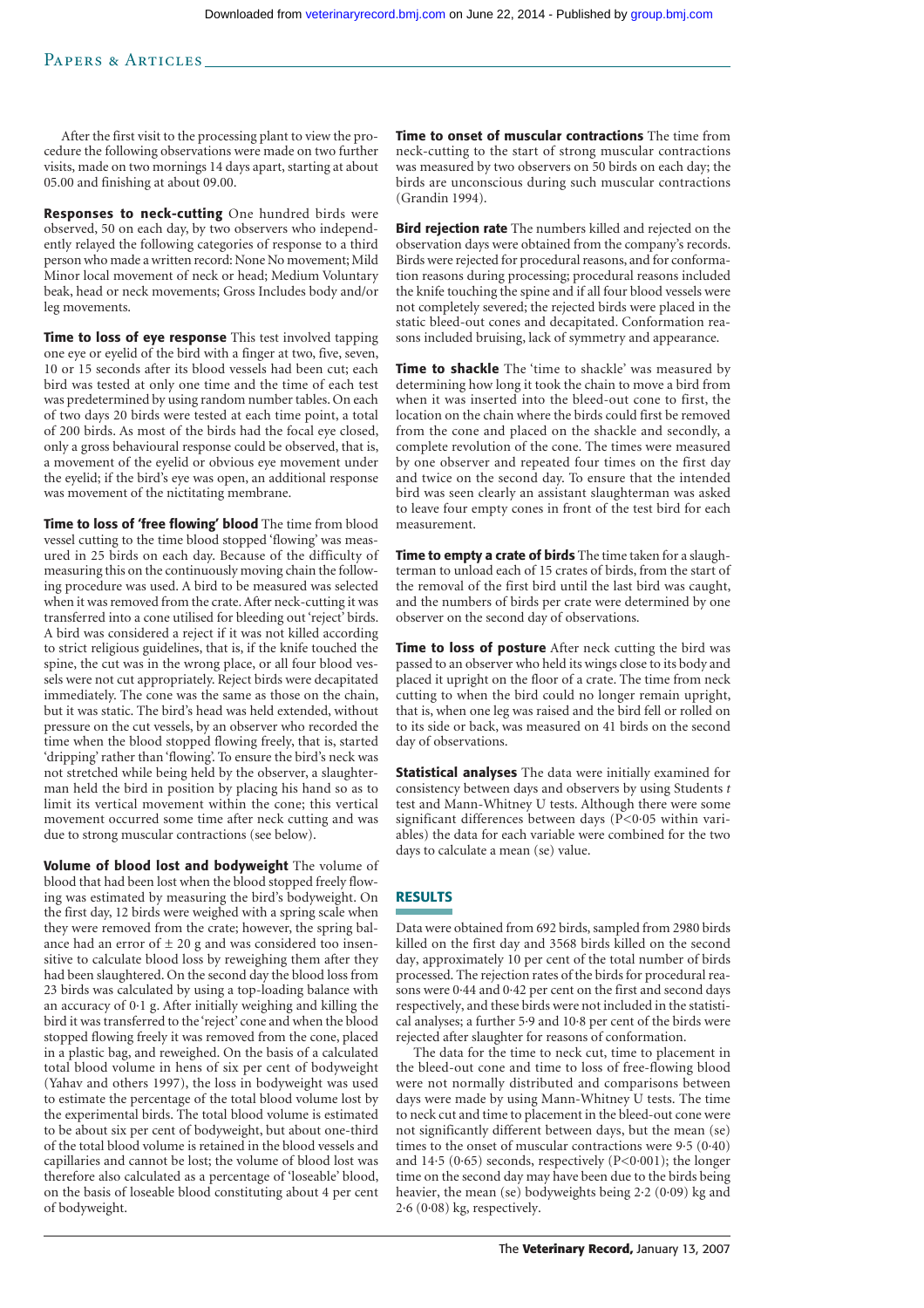After the first visit to the processing plant to view the procedure the following observations were made on two further visits, made on two mornings 14 days apart, starting at about 05.00 and finishing at about 09.00.

**Responses to neck-cutting** One hundred birds were observed, 50 on each day, by two observers who independently relayed the following categories of response to a third person who made a written record: None No movement; Mild Minor local movement of neck or head; Medium Voluntary beak, head or neck movements; Gross Includes body and/or leg movements.

**Time to loss of eye response** This test involved tapping one eye or eyelid of the bird with a finger at two, five, seven, 10 or 15 seconds after its blood vessels had been cut; each bird was tested at only one time and the time of each test was predetermined by using random number tables. On each of two days 20 birds were tested at each time point, a total of 200 birds. As most of the birds had the focal eye closed, only a gross behavioural response could be observed, that is, a movement of the eyelid or obvious eye movement under the eyelid; if the bird's eye was open, an additional response was movement of the nictitating membrane.

**Time to loss of 'free flowing' blood** The time from blood vessel cutting to the time blood stopped 'flowing' was measured in 25 birds on each day. Because of the difficulty of measuring this on the continuously moving chain the following procedure was used. A bird to be measured was selected when it was removed from the crate. After neck-cutting it was transferred into a cone utilised for bleeding out 'reject' birds. A bird was considered a reject if it was not killed according to strict religious guidelines, that is, if the knife touched the spine, the cut was in the wrong place, or all four blood vessels were not cut appropriately. Reject birds were decapitated immediately. The cone was the same as those on the chain, but it was static. The bird's head was held extended, without pressure on the cut vessels, by an observer who recorded the time when the blood stopped flowing freely, that is, started 'dripping' rather than 'flowing'. To ensure the bird's neck was not stretched while being held by the observer, a slaughterman held the bird in position by placing his hand so as to limit its vertical movement within the cone; this vertical movement occurred some time after neck cutting and was due to strong muscular contractions (see below).

**Volume of blood lost and bodyweight** The volume of blood that had been lost when the blood stopped freely flowing was estimated by measuring the bird's bodyweight. On the first day, 12 birds were weighed with a spring scale when they were removed from the crate; however, the spring balance had an error of ± 20 g and was considered too insensitive to calculate blood loss by reweighing them after they had been slaughtered. On the second day the blood loss from 23 birds was calculated by using a top-loading balance with an accuracy of 0·1 g. After initially weighing and killing the bird it was transferred to the 'reject' cone and when the blood stopped flowing freely it was removed from the cone, placed in a plastic bag, and reweighed. On the basis of a calculated total blood volume in hens of six per cent of bodyweight (Yahav and others 1997), the loss in bodyweight was used to estimate the percentage of the total blood volume lost by the experimental birds. The total blood volume is estimated to be about six per cent of bodyweight, but about one-third of the total blood volume is retained in the blood vessels and capillaries and cannot be lost; the volume of blood lost was therefore also calculated as a percentage of 'loseable' blood, on the basis of loseable blood constituting about 4 per cent of bodyweight.

**Time to onset of muscular contractions** The time from neck-cutting to the start of strong muscular contractions was measured by two observers on 50 birds on each day; the birds are unconscious during such muscular contractions (Grandin 1994).

**Bird rejection rate** The numbers killed and rejected on the observation days were obtained from the company's records. Birds were rejected for procedural reasons, and for conformation reasons during processing; procedural reasons included the knife touching the spine and if all four blood vessels were not completely severed; the rejected birds were placed in the static bleed-out cones and decapitated. Conformation reasons included bruising, lack of symmetry and appearance.

**Time to shackle** The 'time to shackle' was measured by determining how long it took the chain to move a bird from when it was inserted into the bleed-out cone to first, the location on the chain where the birds could first be removed from the cone and placed on the shackle and secondly, a complete revolution of the cone. The times were measured by one observer and repeated four times on the first day and twice on the second day. To ensure that the intended bird was seen clearly an assistant slaughterman was asked to leave four empty cones in front of the test bird for each measurement.

**Time to empty a crate of birds** The time taken for a slaughterman to unload each of 15 crates of birds, from the start of the removal of the first bird until the last bird was caught, and the numbers of birds per crate were determined by one observer on the second day of observations.

**Time to loss of posture** After neck cutting the bird was passed to an observer who held its wings close to its body and placed it upright on the floor of a crate. The time from neck cutting to when the bird could no longer remain upright, that is, when one leg was raised and the bird fell or rolled on to its side or back, was measured on 41 birds on the second day of observations.

**Statistical analyses** The data were initially examined for consistency between days and observers by using Students *t* test and Mann-Whitney U tests. Although there were some significant differences between days ($P<0·05$ within variables) the data for each variable were combined for the two days to calculate a mean (se) value.

## RESULTS

Data were obtained from 692 birds, sampled from 2980 birds killed on the first day and 3568 birds killed on the second day, approximately 10 per cent of the total number of birds processed. The rejection rates of the birds for procedural reasons were 0·44 and 0·42 per cent on the first and second days respectively, and these birds were not included in the statistical analyses; a further 5·9 and 10·8 per cent of the birds were rejected after slaughter for reasons of conformation.

The data for the time to neck cut, time to placement in the bleed-out cone and time to loss of free-flowing blood were not normally distributed and comparisons between days were made by using Mann-Whitney U tests. The time to neck cut and time to placement in the bleed-out cone were not significantly different between days, but the mean (se) times to the onset of muscular contractions were 9·5 (0·40) and 14·5 (0·65) seconds, respectively ($P<0·001$); the longer time on the second day may have been due to the birds being heavier, the mean (se) bodyweights being 2·2 (0·09) kg and 2·6 (0·08) kg, respectively.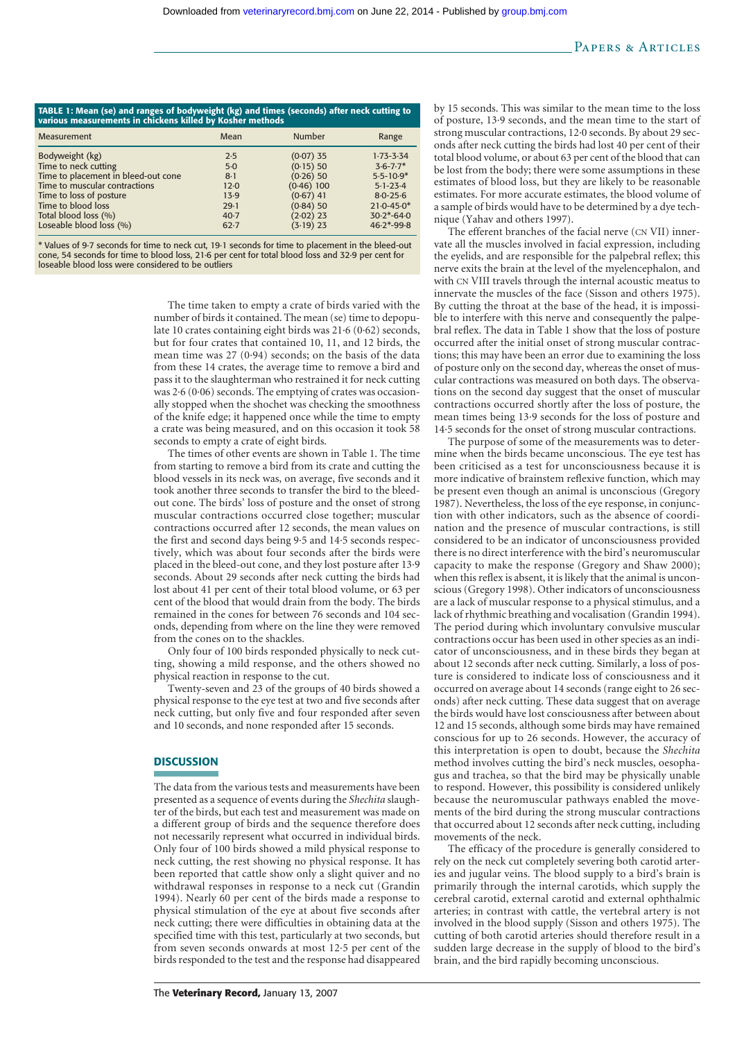**TABLE 1: Mean (se) and ranges of bodyweight (kg) and times (seconds) after neck cutting to various measurements in chickens killed by Kosher methods**

| Measurement | Mean | Number | Range |
|---|---|---|---|
| Bodyweight (kg) | 2·5 | (0·07) 35 | 1·73-3·34 |
| Time to neck cutting | 5·0 | (0·15) 50 | 3·6-7·7* |
| Time to placement in bleed-out cone | 8·1 | (0·26) 50 | 5·5-10·9* |
| Time to muscular contractions | 12·0 | (0·46) 100 | 5·1-23·4 |
| Time to loss of posture | 13·9 | (0·67) 41 | 8·0-25·6 |
| Time to blood loss | 29·1 | (0·84) 50 | 21·0-45·0* |
| Total blood loss (%) | 40·7 | (2·02) 23 | 30·2*-64·0 |
| Loseable blood loss (%) | 62·7 | (3·19) 23 | 46·2*-99·8 |

\* Values of 9·7 seconds for time to neck cut, 19·1 seconds for time to placement in the bleed-out cone, 54 seconds for time to blood loss, 21·6 per cent for total blood loss and 32·9 per cent for loseable blood loss were considered to be outliers

The time taken to empty a crate of birds varied with the number of birds it contained. The mean (se) time to depopulate 10 crates containing eight birds was 21·6 (0·62) seconds, but for four crates that contained 10, 11, and 12 birds, the mean time was 27 (0·94) seconds; on the basis of the data from these 14 crates, the average time to remove a bird and pass it to the slaughterman who restrained it for neck cutting was 2·6 (0·06) seconds. The emptying of crates was occasionally stopped when the shochet was checking the smoothness of the knife edge; it happened once while the time to empty a crate was being measured, and on this occasion it took 58 seconds to empty a crate of eight birds.

The times of other events are shown in Table 1. The time from starting to remove a bird from its crate and cutting the blood vessels in its neck was, on average, five seconds and it took another three seconds to transfer the bird to the bleed-out cone. The birds' loss of posture and the onset of strong muscular contractions occurred close together; muscular contractions occurred after 12 seconds, the mean values on the first and second days being 9·5 and 14·5 seconds respectively, which was about four seconds after the birds were placed in the bleed-out cone, and they lost posture after 13·9 seconds. About 29 seconds after neck cutting the birds had lost about 41 per cent of their total blood volume, or 63 per cent of the blood that would drain from the body. The birds remained in the cones for between 76 seconds and 104 seconds, depending from where on the line they were removed from the cones on to the shackles.

Only four of 100 birds responded physically to neck cutting, showing a mild response, and the others showed no physical reaction in response to the cut.

Twenty-seven and 23 of the groups of 40 birds showed a physical response to the eye test at two and five seconds after neck cutting, but only five and four responded after seven and 10 seconds, and none responded after 15 seconds.

## DISCUSSION

The data from the various tests and measurements have been presented as a sequence of events during the *Shechita* slaughter of the birds, but each test and measurement was made on a different group of birds and the sequence therefore does not necessarily represent what occurred in individual birds. Only four of 100 birds showed a mild physical response to neck cutting, the rest showing no physical response. It has been reported that cattle show only a slight quiver and no withdrawal responses in response to a neck cut (Grandin 1994). Nearly 60 per cent of the birds made a response to physical stimulation of the eye at about five seconds after neck cutting; there were difficulties in obtaining data at the specified time with this test, particularly at two seconds, but from seven seconds onwards at most 12·5 per cent of the birds responded to the test and the response had disappeared by 15 seconds. This was similar to the mean time to the loss of posture, 13·9 seconds, and the mean time to the start of strong muscular contractions, 12·0 seconds. By about 29 seconds after neck cutting the birds had lost 40 per cent of their total blood volume, or about 63 per cent of the blood that can be lost from the body; there were some assumptions in these estimates of blood loss, but they are likely to be reasonable estimates. For more accurate estimates, the blood volume of a sample of birds would have to be determined by a dye technique (Yahav and others 1997).

The efferent branches of the facial nerve (CN VII) innervate all the muscles involved in facial expression, including the eyelids, and are responsible for the palpebral reflex; this nerve exits the brain at the level of the myelencephalon, and with CN VIII travels through the internal acoustic meatus to innervate the muscles of the face (Sisson and others 1975). By cutting the throat at the base of the head, it is impossible to interfere with this nerve and consequently the palpebral reflex. The data in Table 1 show that the loss of posture occurred after the initial onset of strong muscular contractions; this may have been an error due to examining the loss of posture only on the second day, whereas the onset of muscular contractions was measured on both days. The observations on the second day suggest that the onset of muscular contractions occurred shortly after the loss of posture, the mean times being 13·9 seconds for the loss of posture and 14·5 seconds for the onset of strong muscular contractions.

The purpose of some of the measurements was to determine when the birds became unconscious. The eye test has been criticised as a test for unconsciousness because it is more indicative of brainstem reflexive function, which may be present even though an animal is unconscious (Gregory 1987). Nevertheless, the loss of the eye response, in conjunction with other indicators, such as the absence of coordination and the presence of muscular contractions, is still considered to be an indicator of unconsciousness provided there is no direct interference with the bird's neuromuscular capacity to make the response (Gregory and Shaw 2000); when this reflex is absent, it is likely that the animal is unconscious (Gregory 1998). Other indicators of unconsciousness are a lack of muscular response to a physical stimulus, and a lack of rhythmic breathing and vocalisation (Grandin 1994). The period during which involuntary convulsive muscular contractions occur has been used in other species as an indicator of unconsciousness, and in these birds they began at about 12 seconds after neck cutting. Similarly, a loss of posture is considered to indicate loss of consciousness and it occurred on average about 14 seconds (range eight to 26 seconds) after neck cutting. These data suggest that on average the birds would have lost consciousness after between about 12 and 15 seconds, although some birds may have remained conscious for up to 26 seconds. However, the accuracy of this interpretation is open to doubt, because the *Shechita* method involves cutting the bird's neck muscles, oesophagus and trachea, so that the bird may be physically unable to respond. However, this possibility is considered unlikely because the neuromuscular pathways enabled the movements of the bird during the strong muscular contractions that occurred about 12 seconds after neck cutting, including movements of the neck.

The efficacy of the procedure is generally considered to rely on the neck cut completely severing both carotid arteries and jugular veins. The blood supply to a bird's brain is primarily through the internal carotids, which supply the cerebral carotid, external carotid and external ophthalmic arteries; in contrast with cattle, the vertebral artery is not involved in the blood supply (Sisson and others 1975). The cutting of both carotid arteries should therefore result in a sudden large decrease in the supply of blood to the bird's brain, and the bird rapidly becoming unconscious.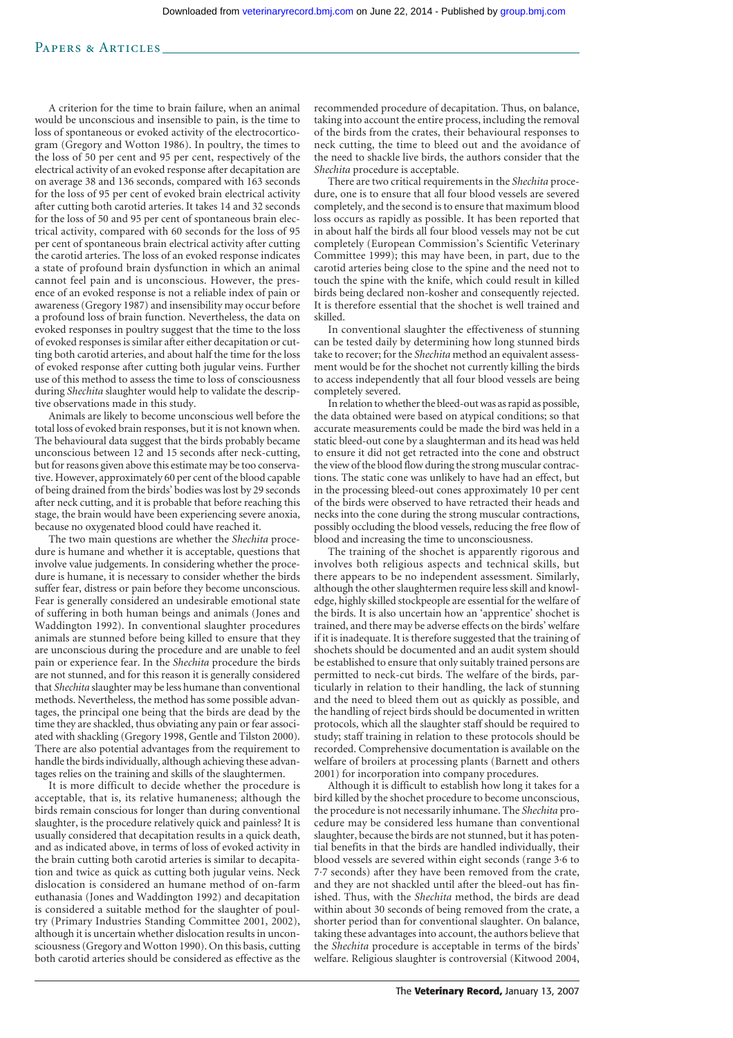A criterion for the time to brain failure, when an animal would be unconscious and insensible to pain, is the time to loss of spontaneous or evoked activity of the electrocorticogram (Gregory and Wotton 1986). In poultry, the times to the loss of 50 per cent and 95 per cent, respectively of the electrical activity of an evoked response after decapitation are on average 38 and 136 seconds, compared with 163 seconds for the loss of 95 per cent of evoked brain electrical activity after cutting both carotid arteries. It takes 14 and 32 seconds for the loss of 50 and 95 per cent of spontaneous brain electrical activity, compared with 60 seconds for the loss of 95 per cent of spontaneous brain electrical activity after cutting the carotid arteries. The loss of an evoked response indicates a state of profound brain dysfunction in which an animal cannot feel pain and is unconscious. However, the presence of an evoked response is not a reliable index of pain or awareness (Gregory 1987) and insensibility may occur before a profound loss of brain function. Nevertheless, the data on evoked responses in poultry suggest that the time to the loss of evoked responses is similar after either decapitation or cutting both carotid arteries, and about half the time for the loss of evoked response after cutting both jugular veins. Further use of this method to assess the time to loss of consciousness during *Shechita* slaughter would help to validate the descriptive observations made in this study.

Animals are likely to become unconscious well before the total loss of evoked brain responses, but it is not known when. The behavioural data suggest that the birds probably became unconscious between 12 and 15 seconds after neck-cutting, but for reasons given above this estimate may be too conservative. However, approximately 60 per cent of the blood capable of being drained from the birds' bodies was lost by 29 seconds after neck cutting, and it is probable that before reaching this stage, the brain would have been experiencing severe anoxia, because no oxygenated blood could have reached it.

The two main questions are whether the *Shechita* procedure is humane and whether it is acceptable, questions that involve value judgements. In considering whether the procedure is humane, it is necessary to consider whether the birds suffer fear, distress or pain before they become unconscious. Fear is generally considered an undesirable emotional state of suffering in both human beings and animals (Jones and Waddington 1992). In conventional slaughter procedures animals are stunned before being killed to ensure that they are unconscious during the procedure and are unable to feel pain or experience fear. In the *Shechita* procedure the birds are not stunned, and for this reason it is generally considered that *Shechita* slaughter may be less humane than conventional methods. Nevertheless, the method has some possible advantages, the principal one being that the birds are dead by the time they are shackled, thus obviating any pain or fear associated with shackling (Gregory 1998, Gentle and Tilston 2000). There are also potential advantages from the requirement to handle the birds individually, although achieving these advantages relies on the training and skills of the slaughtermen.

It is more difficult to decide whether the procedure is acceptable, that is, its relative humaneness; although the birds remain conscious for longer than during conventional slaughter, is the procedure relatively quick and painless? It is usually considered that decapitation results in a quick death, and as indicated above, in terms of loss of evoked activity in the brain cutting both carotid arteries is similar to decapitation and twice as quick as cutting both jugular veins. Neck dislocation is considered an humane method of on-farm euthanasia (Jones and Waddington 1992) and decapitation is considered a suitable method for the slaughter of poultry (Primary Industries Standing Committee 2001, 2002), although it is uncertain whether dislocation results in unconsciousness (Gregory and Wotton 1990). On this basis, cutting both carotid arteries should be considered as effective as the recommended procedure of decapitation. Thus, on balance, taking into account the entire process, including the removal of the birds from the crates, their behavioural responses to neck cutting, the time to bleed out and the avoidance of the need to shackle live birds, the authors consider that the *Shechita* procedure is acceptable.

There are two critical requirements in the *Shechita* procedure, one is to ensure that all four blood vessels are severed completely, and the second is to ensure that maximum blood loss occurs as rapidly as possible. It has been reported that in about half the birds all four blood vessels may not be cut completely (European Commission's Scientific Veterinary Committee 1999); this may have been, in part, due to the carotid arteries being close to the spine and the need not to touch the spine with the knife, which could result in killed birds being declared non-kosher and consequently rejected. It is therefore essential that the shochet is well trained and skilled.

In conventional slaughter the effectiveness of stunning can be tested daily by determining how long stunned birds take to recover; for the *Shechita* method an equivalent assessment would be for the shochet not currently killing the birds to access independently that all four blood vessels are being completely severed.

In relation to whether the bleed-out was as rapid as possible, the data obtained were based on atypical conditions; so that accurate measurements could be made the bird was held in a static bleed-out cone by a slaughterman and its head was held to ensure it did not get retracted into the cone and obstruct the view of the blood flow during the strong muscular contractions. The static cone was unlikely to have had an effect, but in the processing bleed-out cones approximately 10 per cent of the birds were observed to have retracted their heads and necks into the cone during the strong muscular contractions, possibly occluding the blood vessels, reducing the free flow of blood and increasing the time to unconsciousness.

The training of the shochet is apparently rigorous and involves both religious aspects and technical skills, but there appears to be no independent assessment. Similarly, although the other slaughtermen require less skill and knowledge, highly skilled stockpeople are essential for the welfare of the birds. It is also uncertain how an 'apprentice' shochet is trained, and there may be adverse effects on the birds' welfare if it is inadequate. It is therefore suggested that the training of shochets should be documented and an audit system should be established to ensure that only suitably trained persons are permitted to neck-cut birds. The welfare of the birds, particularly in relation to their handling, the lack of stunning and the need to bleed them out as quickly as possible, and the handling of reject birds should be documented in written protocols, which all the slaughter staff should be required to study; staff training in relation to these protocols should be recorded. Comprehensive documentation is available on the welfare of broilers at processing plants (Barnett and others 2001) for incorporation into company procedures.

Although it is difficult to establish how long it takes for a bird killed by the shochet procedure to become unconscious, the procedure is not necessarily inhumane. The *Shechita* procedure may be considered less humane than conventional slaughter, because the birds are not stunned, but it has potential benefits in that the birds are handled individually, their blood vessels are severed within eight seconds (range 3·6 to 7·7 seconds) after they have been removed from the crate, and they are not shackled until after the bleed-out has finished. Thus, with the *Shechita* method, the birds are dead within about 30 seconds of being removed from the crate, a shorter period than for conventional slaughter. On balance, taking these advantages into account, the authors believe that the *Shechita* procedure is acceptable in terms of the birds' welfare. Religious slaughter is controversial (Kitwood 2004,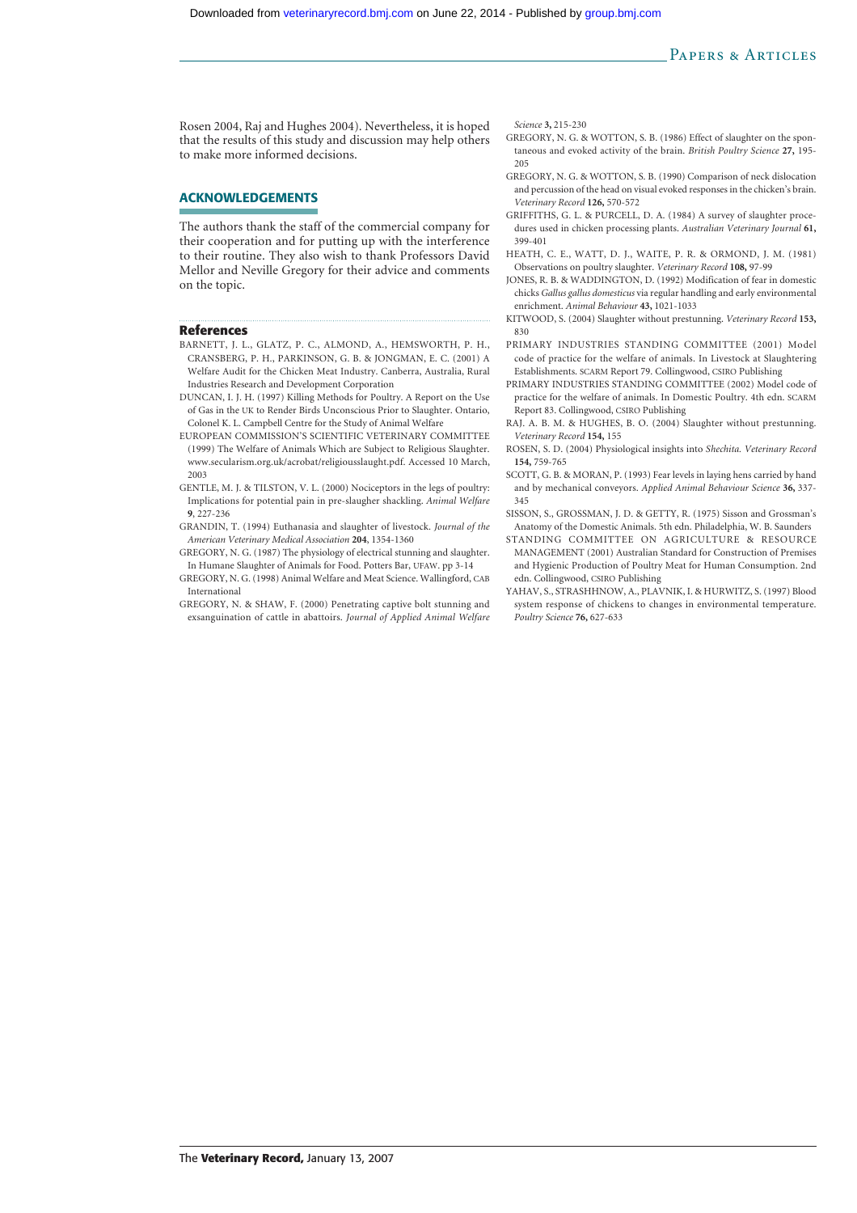Rosen 2004, Raj and Hughes 2004). Nevertheless, it is hoped that the results of this study and discussion may help others to make more informed decisions.

## ACKNOWLEDGEMENTS

The authors thank the staff of the commercial company for their cooperation and for putting up with the interference to their routine. They also wish to thank Professors David Mellor and Neville Gregory for their advice and comments on the topic.

## References

BARNETT, J. L., GLATZ, P. C., ALMOND, A., HEMSWORTH, P. H., CRANSBERG, P. H., PARKINSON, G. B. & JONGMAN, E. C. (2001) A Welfare Audit for the Chicken Meat Industry. Canberra, Australia, Rural Industries Research and Development Corporation

DUNCAN, I. J. H. (1997) Killing Methods for Poultry. A Report on the Use of Gas in the UK to Render Birds Unconscious Prior to Slaughter. Ontario, Colonel K. L. Campbell Centre for the Study of Animal Welfare

EUROPEAN COMMISSION'S SCIENTIFIC VETERINARY COMMITTEE (1999) The Welfare of Animals Which are Subject to Religious Slaughter. www.secularism.org.uk/acrobat/religiousslaught.pdf. Accessed 10 March, 2003

GENTLE, M. J. & TILSTON, V. L. (2000) Nociceptors in the legs of poultry: Implications for potential pain in pre-slaugher shackling. *Animal Welfare* **9**, 227-236

GRANDIN, T. (1994) Euthanasia and slaughter of livestock. *Journal of the American Veterinary Medical Association* **204**, 1354-1360

GREGORY, N. G. (1987) The physiology of electrical stunning and slaughter. In Humane Slaughter of Animals for Food. Potters Bar, UFAW. pp 3-14

GREGORY, N. G. (1998) Animal Welfare and Meat Science. Wallingford, CAB International

GREGORY, N. & SHAW, F. (2000) Penetrating captive bolt stunning and exsanguination of cattle in abattoirs. *Journal of Applied Animal Welfare Science* **3,** 215-230

GREGORY, N. G. & WOTTON, S. B. (1986) Effect of slaughter on the spontaneous and evoked activity of the brain. *British Poultry Science* **27,** 195-205

GREGORY, N. G. & WOTTON, S. B. (1990) Comparison of neck dislocation and percussion of the head on visual evoked responses in the chicken's brain. *Veterinary Record* **126,** 570-572

GRIFFITHS, G. L. & PURCELL, D. A. (1984) A survey of slaughter procedures used in chicken processing plants. *Australian Veterinary Journal* **61,** 399-401

HEATH, C. E., WATT, D. J., WAITE, P. R. & ORMOND, J. M. (1981) Observations on poultry slaughter. *Veterinary Record* **108,** 97-99

JONES, R. B. & WADDINGTON, D. (1992) Modification of fear in domestic chicks *Gallus gallus domesticus* via regular handling and early environmental enrichment. *Animal Behaviour* **43,** 1021-1033

KITWOOD, S. (2004) Slaughter without prestunning. *Veterinary Record* **153,** 830

PRIMARY INDUSTRIES STANDING COMMITTEE (2001) Model code of practice for the welfare of animals. In Livestock at Slaughtering Establishments. SCARM Report 79. Collingwood, CSIRO Publishing

PRIMARY INDUSTRIES STANDING COMMITTEE (2002) Model code of practice for the welfare of animals. In Domestic Poultry. 4th edn. SCARM Report 83. Collingwood, CSIRO Publishing

RAJ. A. B. M. & HUGHES, B. O. (2004) Slaughter without prestunning. *Veterinary Record* **154,** 155

ROSEN, S. D. (2004) Physiological insights into *Shechita. Veterinary Record* **154,** 759-765

SCOTT, G. B. & MORAN, P. (1993) Fear levels in laying hens carried by hand and by mechanical conveyors. *Applied Animal Behaviour Science* **36,** 337-345

SISSON, S., GROSSMAN, J. D. & GETTY, R. (1975) Sisson and Grossman's Anatomy of the Domestic Animals. 5th edn. Philadelphia, W. B. Saunders

STANDING COMMITTEE ON AGRICULTURE & RESOURCE MANAGEMENT (2001) Australian Standard for Construction of Premises and Hygienic Production of Poultry Meat for Human Consumption. 2nd edn. Collingwood, CSIRO Publishing

YAHAV, S., STRASHHNOW, A., PLAVNIK, I. & HURWITZ, S. (1997) Blood system response of chickens to changes in environmental temperature. *Poultry Science* **76,** 627-633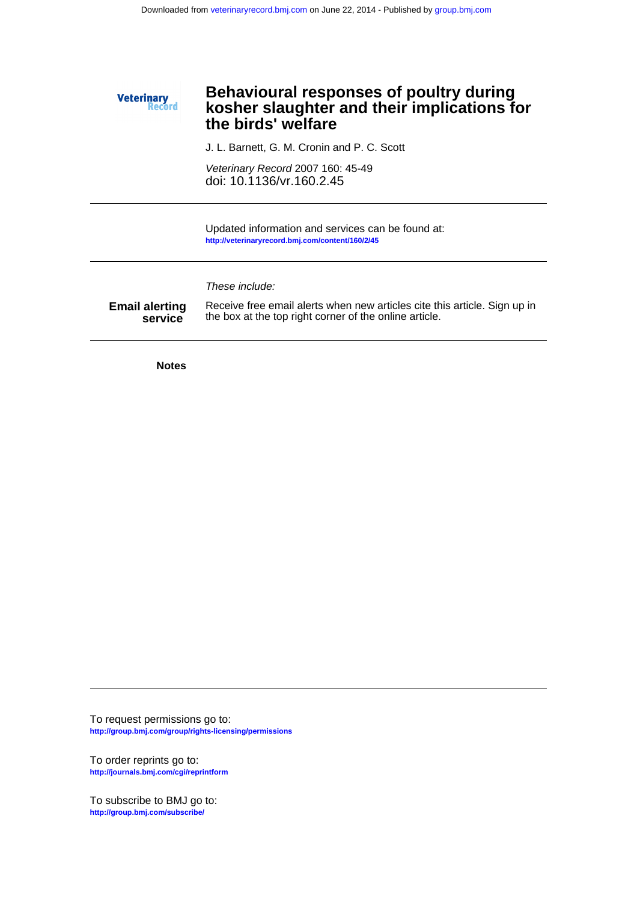Downloaded from veterinaryrecord.bmj.com on June 22, 2014 - Published by group.bmj.com

Veterinary Record

# Behavioural responses of poultry during kosher slaughter and their implications for the birds' welfare

J. L. Barnett, G. M. Cronin and P. C. Scott

*Veterinary Record* 2007 160: 45-49
doi: 10.1136/vr.160.2.45

---

Updated information and services can be found at:
http://veterinaryrecord.bmj.com/content/160/2/45

---

*These include:*

**Email alerting service**

Receive free email alerts when new articles cite this article. Sign up in the box at the top right corner of the online article.

---

**Notes**

---

To request permissions go to:
http://group.bmj.com/group/rights-licensing/permissions

To order reprints go to:
http://journals.bmj.com/cgi/reprintform

To subscribe to BMJ go to:
http://group.bmj.com/subscribe/